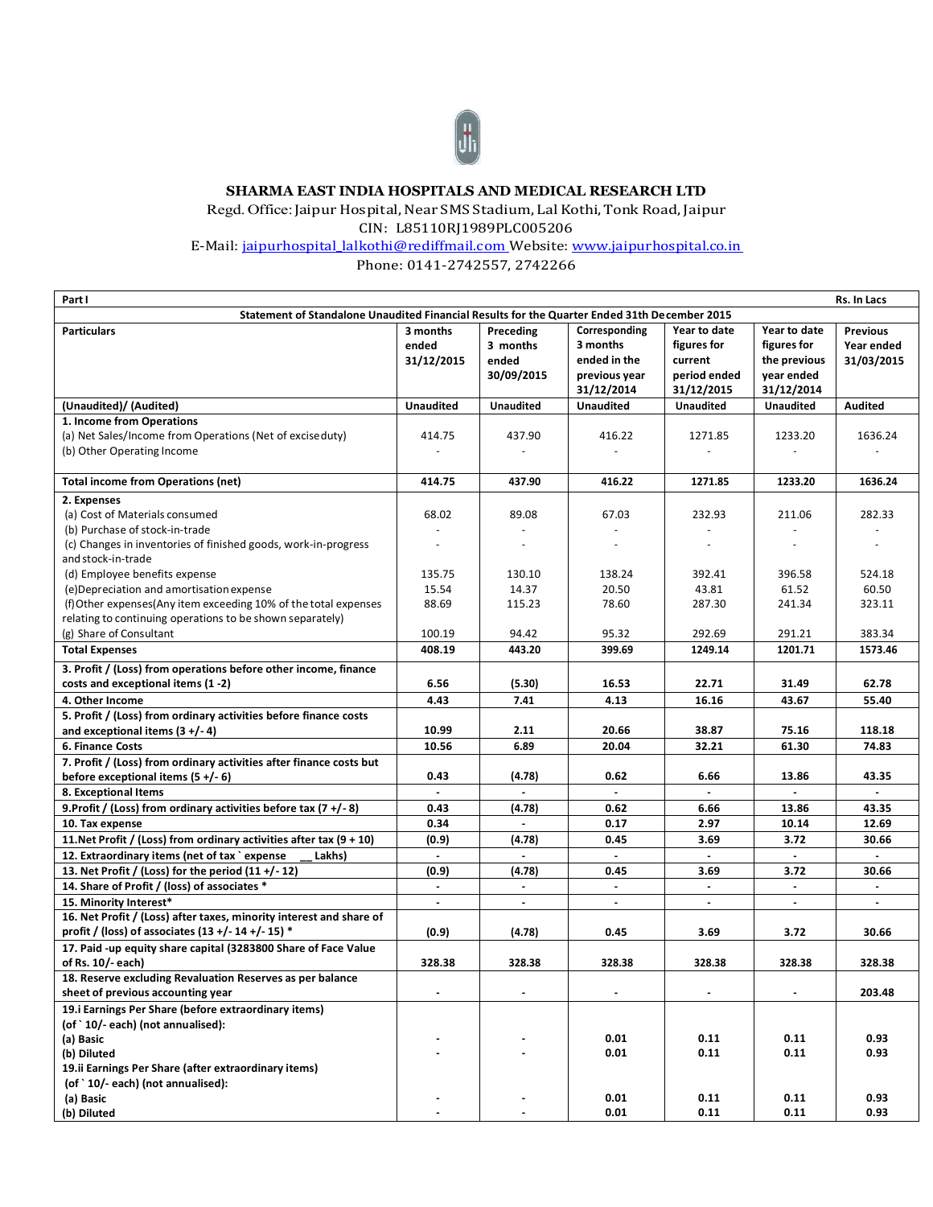# SHARMA EAST INDIA HOSPITALS AND MEDICAL RESEARCH LTD

Regd. Office: Jaipur Hospital, Near SMS Stadium, Lal Kothi, Tonk Road, Jaipur

CIN: L85110RJ1989PLC005206

E-Mail: jaipurhospital_lalkothi@rediffmail.com Website: www.jaipurhospital.co.in

Phone: 0141-2742557, 2742266

**Part I** — Rs. In Lacs

**Statement of Standalone Unaudited Financial Results for the Quarter Ended 31th December 2015**

| Particulars | 3 months ended 31/12/2015 | Preceding 3 months ended 30/09/2015 | Corresponding 3 months ended in the previous year 31/12/2014 | Year to date figures for current period ended 31/12/2015 | Year to date figures for the previous year ended 31/12/2014 | Previous Year ended 31/03/2015 |
|---|---|---|---|---|---|---|
| **(Unaudited)/ (Audited)** | **Unaudited** | **Unaudited** | **Unaudited** | **Unaudited** | **Unaudited** | **Audited** |
| **1. Income from Operations** | | | | | | |
| (a) Net Sales/Income from Operations (Net of excise duty) | 414.75 | 437.90 | 416.22 | 1271.85 | 1233.20 | 1636.24 |
| (b) Other Operating Income | - | - | - | - | - | - |
| **Total income from Operations (net)** | **414.75** | **437.90** | **416.22** | **1271.85** | **1233.20** | **1636.24** |
| **2. Expenses** | | | | | | |
| (a) Cost of Materials consumed | 68.02 | 89.08 | 67.03 | 232.93 | 211.06 | 282.33 |
| (b) Purchase of stock-in-trade | - | - | - | - | - | - |
| (c) Changes in inventories of finished goods, work-in-progress and stock-in-trade | - | - | - | - | - | - |
| (d) Employee benefits expense | 135.75 | 130.10 | 138.24 | 392.41 | 396.58 | 524.18 |
| (e)Depreciation and amortisation expense | 15.54 | 14.37 | 20.50 | 43.81 | 61.52 | 60.50 |
| (f)Other expenses(Any item exceeding 10% of the total expenses relating to continuing operations to be shown separately) | 88.69 | 115.23 | 78.60 | 287.30 | 241.34 | 323.11 |
| (g) Share of Consultant | 100.19 | 94.42 | 95.32 | 292.69 | 291.21 | 383.34 |
| **Total Expenses** | **408.19** | **443.20** | **399.69** | **1249.14** | **1201.71** | **1573.46** |
| **3. Profit / (Loss) from operations before other income, finance costs and exceptional items (1 -2)** | **6.56** | **(5.30)** | **16.53** | **22.71** | **31.49** | **62.78** |
| **4. Other Income** | **4.43** | **7.41** | **4.13** | **16.16** | **43.67** | **55.40** |
| **5. Profit / (Loss) from ordinary activities before finance costs and exceptional items (3 +/- 4)** | **10.99** | **2.11** | **20.66** | **38.87** | **75.16** | **118.18** |
| **6. Finance Costs** | **10.56** | **6.89** | **20.04** | **32.21** | **61.30** | **74.83** |
| **7. Profit / (Loss) from ordinary activities after finance costs but before exceptional items (5 +/- 6)** | **0.43** | **(4.78)** | **0.62** | **6.66** | **13.86** | **43.35** |
| **8. Exceptional Items** | - | - | - | - | - | - |
| **9.Profit / (Loss) from ordinary activities before tax (7 +/- 8)** | **0.43** | **(4.78)** | **0.62** | **6.66** | **13.86** | **43.35** |
| **10. Tax expense** | **0.34** | **-** | **0.17** | **2.97** | **10.14** | **12.69** |
| **11.Net Profit / (Loss) from ordinary activities after tax (9 + 10)** | **(0.9)** | **(4.78)** | **0.45** | **3.69** | **3.72** | **30.66** |
| **12. Extraordinary items (net of tax ` expense \_\_ Lakhs)** | - | - | - | - | - | - |
| **13. Net Profit / (Loss) for the period (11 +/- 12)** | **(0.9)** | **(4.78)** | **0.45** | **3.69** | **3.72** | **30.66** |
| **14. Share of Profit / (loss) of associates *** | - | - | - | - | - | - |
| **15. Minority Interest*** | - | - | - | - | - | - |
| **16. Net Profit / (Loss) after taxes, minority interest and share of profit / (loss) of associates (13 +/- 14 +/- 15) *** | **(0.9)** | **(4.78)** | **0.45** | **3.69** | **3.72** | **30.66** |
| **17. Paid -up equity share capital (3283800 Share of Face Value of Rs. 10/- each)** | **328.38** | **328.38** | **328.38** | **328.38** | **328.38** | **328.38** |
| **18. Reserve excluding Revaluation Reserves as per balance sheet of previous accounting year** | - | - | - | - | - | **203.48** |
| **19.i Earnings Per Share (before extraordinary items) (of ` 10/- each) (not annualised):** | | | | | | |
| **(a) Basic** | - | - | **0.01** | **0.11** | **0.11** | **0.93** |
| **(b) Diluted** | - | - | **0.01** | **0.11** | **0.11** | **0.93** |
| **19.ii Earnings Per Share (after extraordinary items) (of ` 10/- each) (not annualised):** | | | | | | |
| **(a) Basic** | - | - | **0.01** | **0.11** | **0.11** | **0.93** |
| **(b) Diluted** | - | - | **0.01** | **0.11** | **0.11** | **0.93** |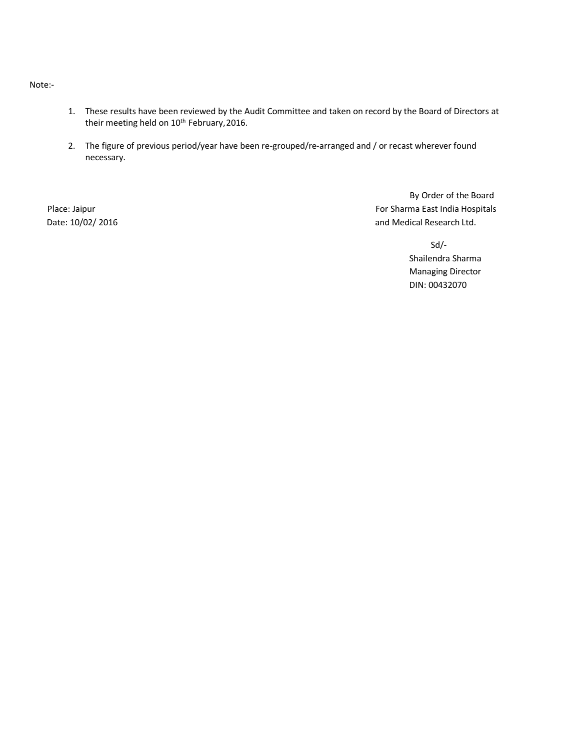Note:-

1. These results have been reviewed by the Audit Committee and taken on record by the Board of Directors at their meeting held on 10th February, 2016.

2. The figure of previous period/year have been re-grouped/re-arranged and / or recast wherever found necessary.

By Order of the Board
For Sharma East India Hospitals
and Medical Research Ltd.

Place: Jaipur
Date: 10/02/ 2016

Sd/-
Shailendra Sharma
Managing Director
DIN: 00432070